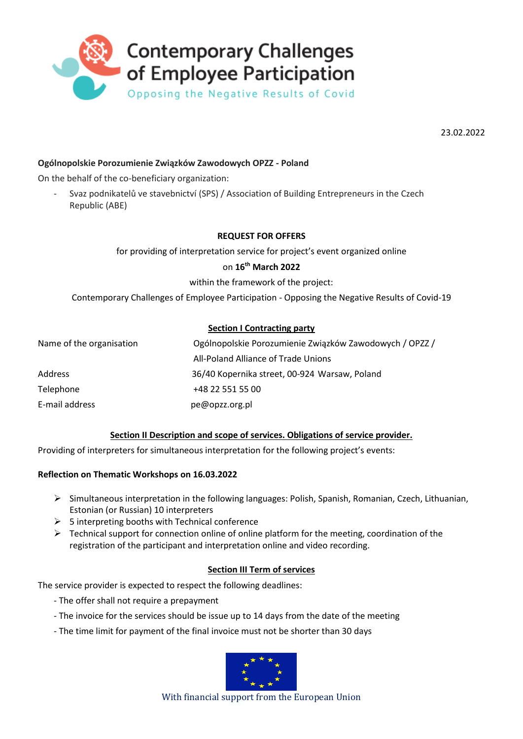# Contemporary Challenges of Employee Participation

Opposing the Negative Results of Covid

23.02.2022

**Ogólnopolskie Porozumienie Związków Zawodowych OPZZ - Poland**

On the behalf of the co-beneficiary organization:

- Svaz podnikatelů ve stavebnictví (SPS) / Association of Building Entrepreneurs in the Czech Republic (ABE)

**REQUEST FOR OFFERS**

for providing of interpretation service for project's event organized online

on **16th March 2022**

within the framework of the project:

Contemporary Challenges of Employee Participation - Opposing the Negative Results of Covid-19

## Section I Contracting party

| | |
|---|---|
| Name of the organisation | Ogólnopolskie Porozumienie Związków Zawodowych / OPZZ / All-Poland Alliance of Trade Unions |
| Address | 36/40 Kopernika street, 00-924 Warsaw, Poland |
| Telephone | +48 22 551 55 00 |
| E-mail address | pe@opzz.org.pl |

## Section II Description and scope of services. Obligations of service provider.

Providing of interpreters for simultaneous interpretation for the following project's events:

**Reflection on Thematic Workshops on 16.03.2022**

- Simultaneous interpretation in the following languages: Polish, Spanish, Romanian, Czech, Lithuanian, Estonian (or Russian) 10 interpreters
- 5 interpreting booths with Technical conference
- Technical support for connection online of online platform for the meeting, coordination of the registration of the participant and interpretation online and video recording.

## Section III Term of services

The service provider is expected to respect the following deadlines:

- The offer shall not require a prepayment
- The invoice for the services should be issue up to 14 days from the date of the meeting
- The time limit for payment of the final invoice must not be shorter than 30 days

With financial support from the European Union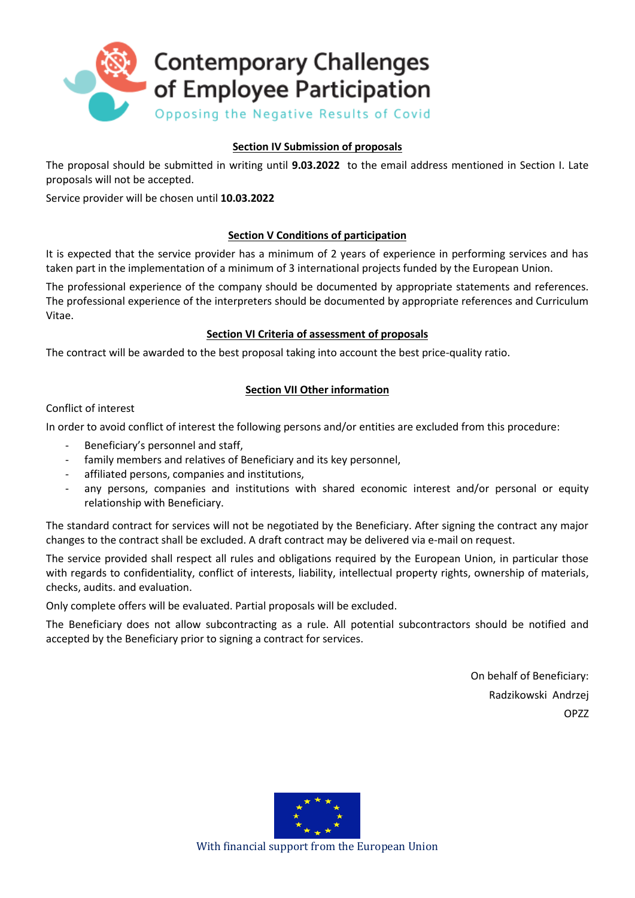Contemporary Challenges of Employee Participation

Opposing the Negative Results of Covid

## Section IV Submission of proposals

The proposal should be submitted in writing until **9.03.2022** to the email address mentioned in Section I. Late proposals will not be accepted.

Service provider will be chosen until **10.03.2022**

## Section V Conditions of participation

It is expected that the service provider has a minimum of 2 years of experience in performing services and has taken part in the implementation of a minimum of 3 international projects funded by the European Union.

The professional experience of the company should be documented by appropriate statements and references. The professional experience of the interpreters should be documented by appropriate references and Curriculum Vitae.

## Section VI Criteria of assessment of proposals

The contract will be awarded to the best proposal taking into account the best price-quality ratio.

## Section VII Other information

Conflict of interest

In order to avoid conflict of interest the following persons and/or entities are excluded from this procedure:

- Beneficiary's personnel and staff,
- family members and relatives of Beneficiary and its key personnel,
- affiliated persons, companies and institutions,
- any persons, companies and institutions with shared economic interest and/or personal or equity relationship with Beneficiary.

The standard contract for services will not be negotiated by the Beneficiary. After signing the contract any major changes to the contract shall be excluded. A draft contract may be delivered via e-mail on request.

The service provided shall respect all rules and obligations required by the European Union, in particular those with regards to confidentiality, conflict of interests, liability, intellectual property rights, ownership of materials, checks, audits. and evaluation.

Only complete offers will be evaluated. Partial proposals will be excluded.

The Beneficiary does not allow subcontracting as a rule. All potential subcontractors should be notified and accepted by the Beneficiary prior to signing a contract for services.

On behalf of Beneficiary:
Radzikowski Andrzej
OPZZ

With financial support from the European Union